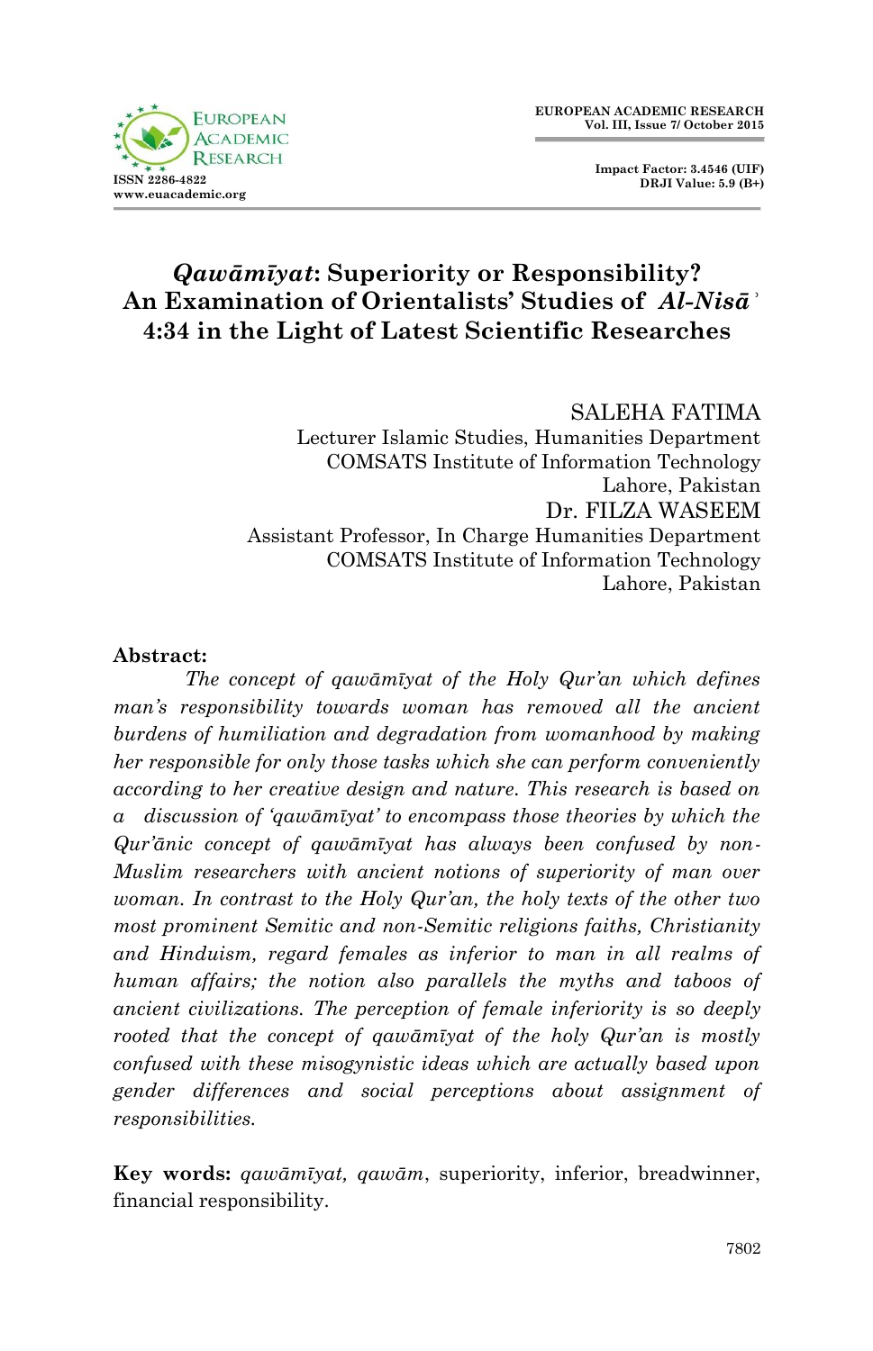# *Qawāmīyat*: Superiority or Responsibility? An Examination of Orientalists' Studies of *Al-Nisā*ʾ 4:34 in the Light of Latest Scientific Researches

SALEHA FATIMA
Lecturer Islamic Studies, Humanities Department
COMSATS Institute of Information Technology
Lahore, Pakistan

Dr. FILZA WASEEM
Assistant Professor, In Charge Humanities Department
COMSATS Institute of Information Technology
Lahore, Pakistan

**Abstract:**

*The concept of qawāmīyat of the Holy Qur'an which defines man's responsibility towards woman has removed all the ancient burdens of humiliation and degradation from womanhood by making her responsible for only those tasks which she can perform conveniently according to her creative design and nature. This research is based on a discussion of 'qawāmīyat' to encompass those theories by which the Qur'ānic concept of qawāmīyat has always been confused by non-Muslim researchers with ancient notions of superiority of man over woman. In contrast to the Holy Qur'an, the holy texts of the other two most prominent Semitic and non-Semitic religions faiths, Christianity and Hinduism, regard females as inferior to man in all realms of human affairs; the notion also parallels the myths and taboos of ancient civilizations. The perception of female inferiority is so deeply rooted that the concept of qawāmīyat of the holy Qur'an is mostly confused with these misogynistic ideas which are actually based upon gender differences and social perceptions about assignment of responsibilities.*

**Key words:** *qawāmīyat, qawām*, superiority, inferior, breadwinner, financial responsibility.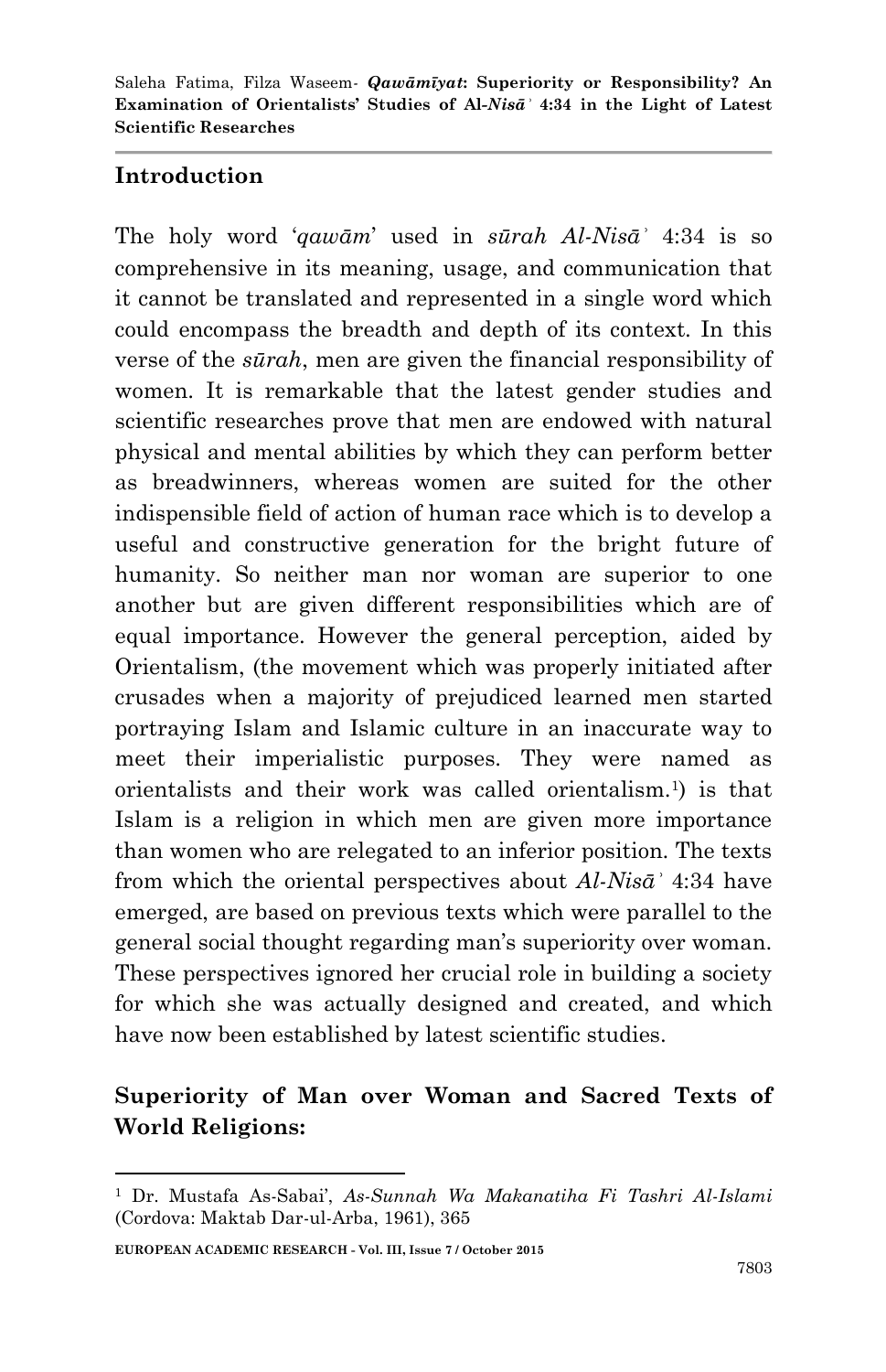## Introduction

The holy word '*qawām*' used in *sūrah Al-Nisā*ʾ 4:34 is so comprehensive in its meaning, usage, and communication that it cannot be translated and represented in a single word which could encompass the breadth and depth of its context. In this verse of the *sūrah*, men are given the financial responsibility of women. It is remarkable that the latest gender studies and scientific researches prove that men are endowed with natural physical and mental abilities by which they can perform better as breadwinners, whereas women are suited for the other indispensible field of action of human race which is to develop a useful and constructive generation for the bright future of humanity. So neither man nor woman are superior to one another but are given different responsibilities which are of equal importance. However the general perception, aided by Orientalism, (the movement which was properly initiated after crusades when a majority of prejudiced learned men started portraying Islam and Islamic culture in an inaccurate way to meet their imperialistic purposes. They were named as orientalists and their work was called orientalism.[1]) is that Islam is a religion in which men are given more importance than women who are relegated to an inferior position. The texts from which the oriental perspectives about *Al-Nisā*ʾ 4:34 have emerged, are based on previous texts which were parallel to the general social thought regarding man's superiority over woman. These perspectives ignored her crucial role in building a society for which she was actually designed and created, and which have now been established by latest scientific studies.

## Superiority of Man over Woman and Sacred Texts of World Religions:

[1] Dr. Mustafa As-Sabai', *As-Sunnah Wa Makanatiha Fi Tashri Al-Islami* (Cordova: Maktab Dar-ul-Arba, 1961), 365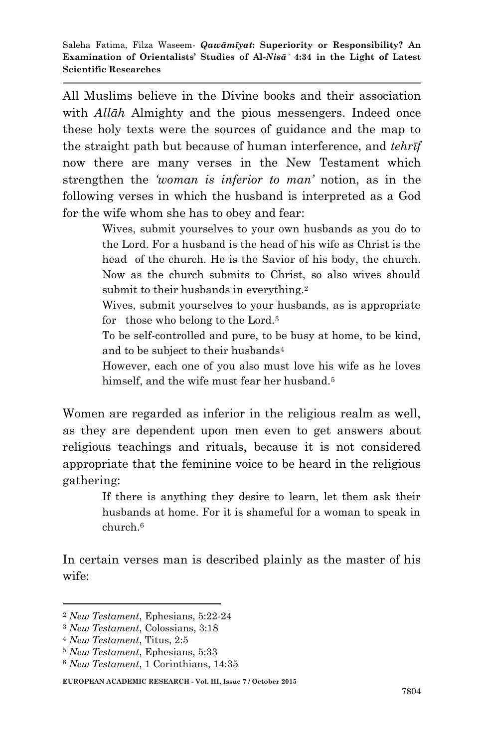All Muslims believe in the Divine books and their association with *Allāh* Almighty and the pious messengers. Indeed once these holy texts were the sources of guidance and the map to the straight path but because of human interference, and *tehrīf* now there are many verses in the New Testament which strengthen the *'woman is inferior to man'* notion, as in the following verses in which the husband is interpreted as a God for the wife whom she has to obey and fear:

> Wives, submit yourselves to your own husbands as you do to the Lord. For a husband is the head of his wife as Christ is the head of the church. He is the Savior of his body, the church. Now as the church submits to Christ, so also wives should submit to their husbands in everything.[2]
>
> Wives, submit yourselves to your husbands, as is appropriate for those who belong to the Lord.[3]
>
> To be self-controlled and pure, to be busy at home, to be kind, and to be subject to their husbands[4]
>
> However, each one of you also must love his wife as he loves himself, and the wife must fear her husband.[5]

Women are regarded as inferior in the religious realm as well, as they are dependent upon men even to get answers about religious teachings and rituals, because it is not considered appropriate that the feminine voice to be heard in the religious gathering:

> If there is anything they desire to learn, let them ask their husbands at home. For it is shameful for a woman to speak in church.[6]

In certain verses man is described plainly as the master of his wife:

---

[2] *New Testament*, Ephesians, 5:22-24

[3] *New Testament*, Colossians, 3:18

[4] *New Testament*, Titus, 2:5

[5] *New Testament*, Ephesians, 5:33

[6] *New Testament*, 1 Corinthians, 14:35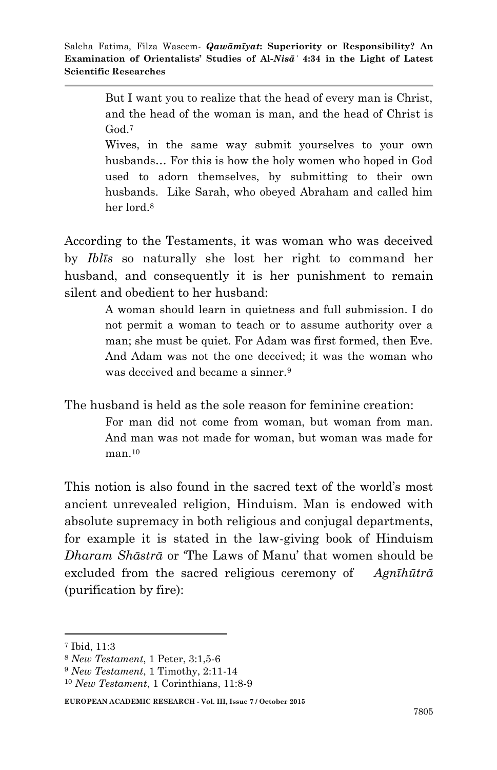> But I want you to realize that the head of every man is Christ, and the head of the woman is man, and the head of Christ is God.[7]
>
> Wives, in the same way submit yourselves to your own husbands… For this is how the holy women who hoped in God used to adorn themselves, by submitting to their own husbands. Like Sarah, who obeyed Abraham and called him her lord.[8]

According to the Testaments, it was woman who was deceived by *Iblīs* so naturally she lost her right to command her husband, and consequently it is her punishment to remain silent and obedient to her husband:

> A woman should learn in quietness and full submission. I do not permit a woman to teach or to assume authority over a man; she must be quiet. For Adam was first formed, then Eve. And Adam was not the one deceived; it was the woman who was deceived and became a sinner.[9]

The husband is held as the sole reason for feminine creation:

> For man did not come from woman, but woman from man. And man was not made for woman, but woman was made for man.[10]

This notion is also found in the sacred text of the world's most ancient unrevealed religion, Hinduism. Man is endowed with absolute supremacy in both religious and conjugal departments, for example it is stated in the law-giving book of Hinduism *Dharam Shāstrā* or 'The Laws of Manu' that women should be excluded from the sacred religious ceremony of *Agnīhūtrā* (purification by fire):

---

[7] Ibid, 11:3

[8] *New Testament*, 1 Peter, 3:1,5-6

[9] *New Testament*, 1 Timothy, 2:11-14

[10] *New Testament*, 1 Corinthians, 11:8-9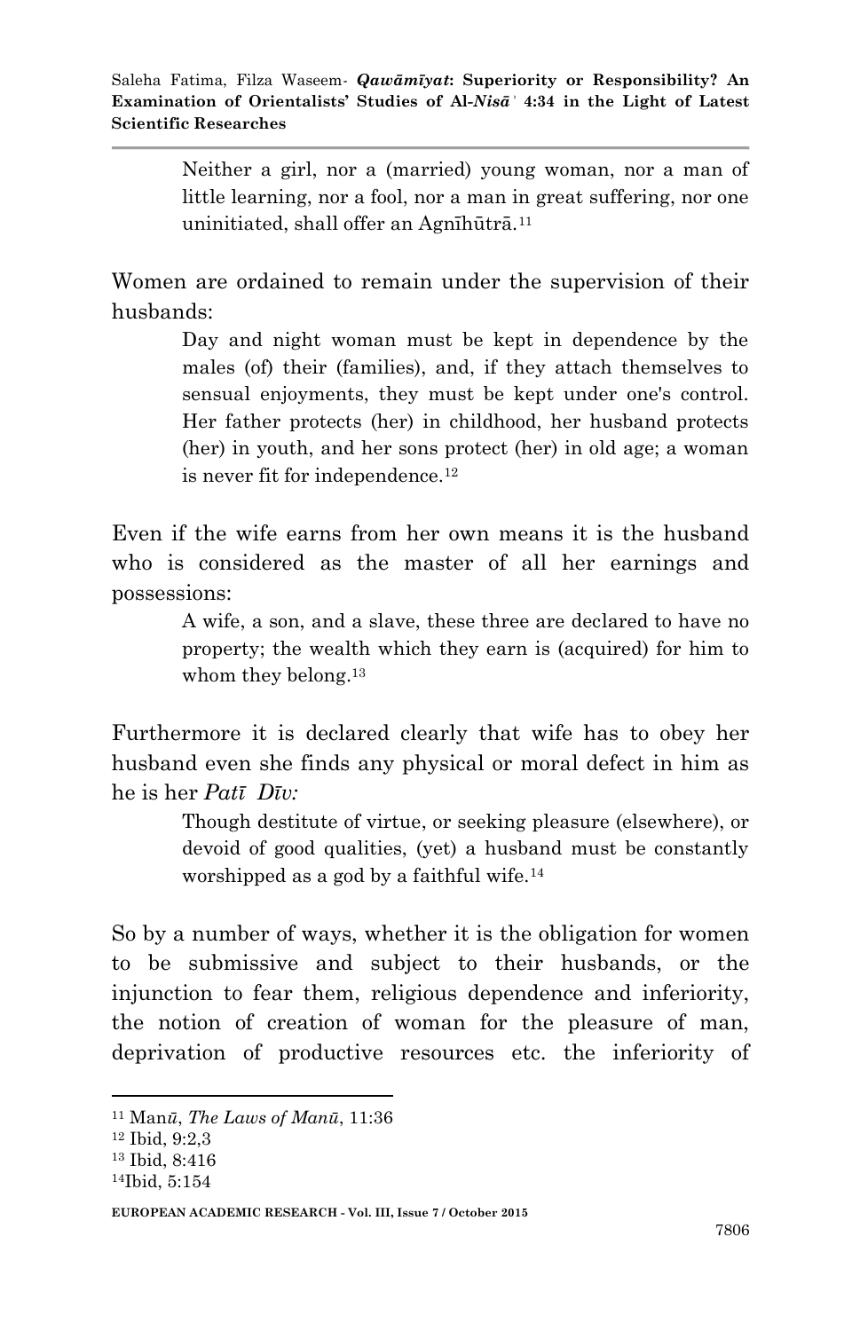> Neither a girl, nor a (married) young woman, nor a man of little learning, nor a fool, nor a man in great suffering, nor one uninitiated, shall offer an Agnīhūtrā.[11]

Women are ordained to remain under the supervision of their husbands:

> Day and night woman must be kept in dependence by the males (of) their (families), and, if they attach themselves to sensual enjoyments, they must be kept under one's control. Her father protects (her) in childhood, her husband protects (her) in youth, and her sons protect (her) in old age; a woman is never fit for independence.[12]

Even if the wife earns from her own means it is the husband who is considered as the master of all her earnings and possessions:

> A wife, a son, and a slave, these three are declared to have no property; the wealth which they earn is (acquired) for him to whom they belong.[13]

Furthermore it is declared clearly that wife has to obey her husband even she finds any physical or moral defect in him as he is her *Patī Dīv:*

> Though destitute of virtue, or seeking pleasure (elsewhere), or devoid of good qualities, (yet) a husband must be constantly worshipped as a god by a faithful wife.[14]

So by a number of ways, whether it is the obligation for women to be submissive and subject to their husbands, or the injunction to fear them, religious dependence and inferiority, the notion of creation of woman for the pleasure of man, deprivation of productive resources etc. the inferiority of

---

[11] Manū, *The Laws of Manū*, 11:36

[12] Ibid, 9:2,3

[13] Ibid, 8:416

[14] Ibid, 5:154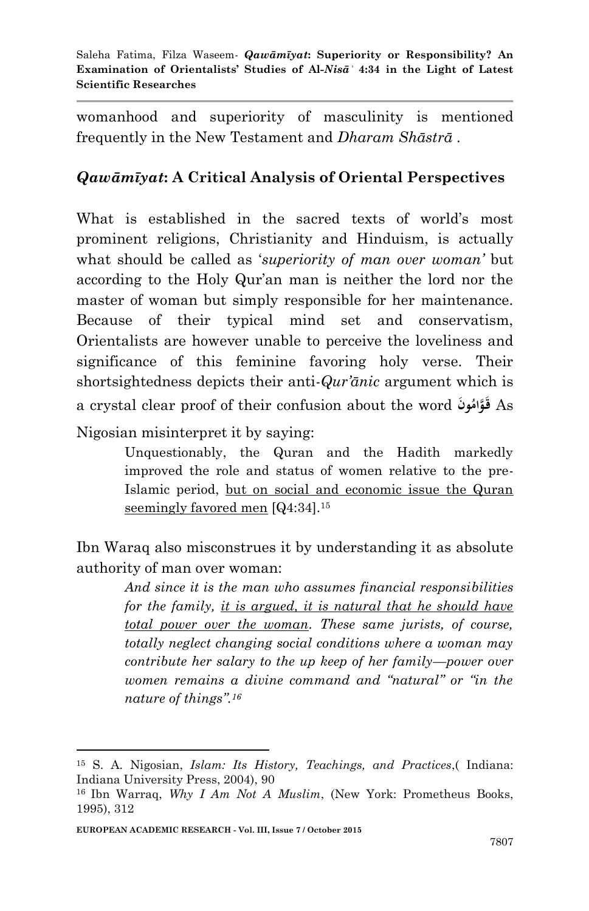womanhood and superiority of masculinity is mentioned frequently in the New Testament and *Dharam Shāstrā* .

## *Qawāmīyat*: A Critical Analysis of Oriental Perspectives

What is established in the sacred texts of world's most prominent religions, Christianity and Hinduism, is actually what should be called as '*superiority of man over woman'* but according to the Holy Qur'an man is neither the lord nor the master of woman but simply responsible for her maintenance. Because of their typical mind set and conservatism, Orientalists are however unable to perceive the loveliness and significance of this feminine favoring holy verse. Their shortsightedness depicts their anti-*Qur'ānic* argument which is a crystal clear proof of their confusion about the word **قَوَّامُونَ** As Nigosian misinterpret it by saying:

> Unquestionably, the Quran and the Hadith markedly improved the role and status of women relative to the pre-Islamic period, <u>but on social and economic issue the Quran seemingly favored men</u> [Q4:34].[15]

Ibn Waraq also misconstrues it by understanding it as absolute authority of man over woman:

> *And since it is the man who assumes financial responsibilities for the family, <u>it is argued, it is natural that he should have total power over the woman</u>. These same jurists, of course, totally neglect changing social conditions where a woman may contribute her salary to the up keep of her family—power over women remains a divine command and "natural" or "in the nature of things".*[16]

---

[15] S. A. Nigosian, *Islam: Its History, Teachings, and Practices*,( Indiana: Indiana University Press, 2004), 90

[16] Ibn Warraq, *Why I Am Not A Muslim*, (New York: Prometheus Books, 1995), 312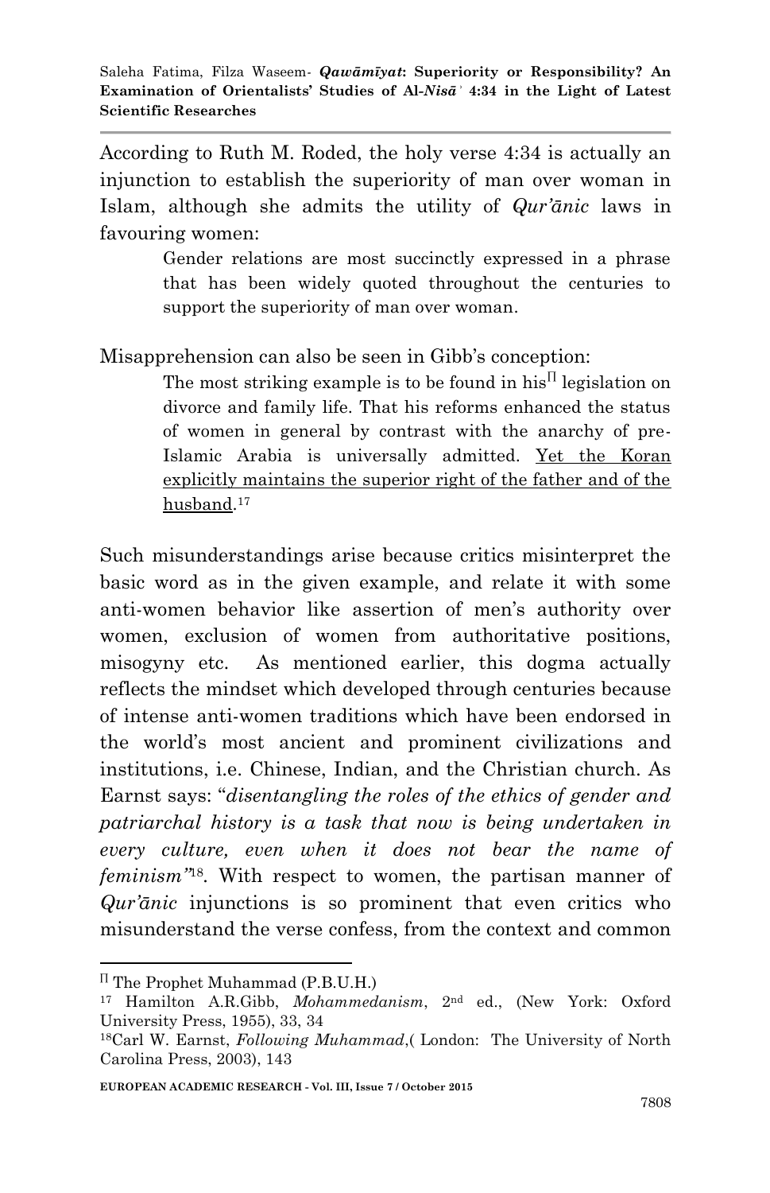According to Ruth M. Roded, the holy verse 4:34 is actually an injunction to establish the superiority of man over woman in Islam, although she admits the utility of *Qur'ānic* laws in favouring women:

> Gender relations are most succinctly expressed in a phrase that has been widely quoted throughout the centuries to support the superiority of man over woman.

Misapprehension can also be seen in Gibb's conception:

> The most striking example is to be found in his[∏] legislation on divorce and family life. That his reforms enhanced the status of women in general by contrast with the anarchy of pre-Islamic Arabia is universally admitted. <u>Yet the Koran explicitly maintains the superior right of the father and of the husband</u>.[17]

Such misunderstandings arise because critics misinterpret the basic word as in the given example, and relate it with some anti-women behavior like assertion of men's authority over women, exclusion of women from authoritative positions, misogyny etc. As mentioned earlier, this dogma actually reflects the mindset which developed through centuries because of intense anti-women traditions which have been endorsed in the world's most ancient and prominent civilizations and institutions, i.e. Chinese, Indian, and the Christian church. As Earnst says: "*disentangling the roles of the ethics of gender and patriarchal history is a task that now is being undertaken in every culture, even when it does not bear the name of feminism"*[18]. With respect to women, the partisan manner of *Qur'ānic* injunctions is so prominent that even critics who misunderstand the verse confess, from the context and common

---

[∏] The Prophet Muhammad (P.B.U.H.)

[17] Hamilton A.R.Gibb, *Mohammedanism*, 2nd ed., (New York: Oxford University Press, 1955), 33, 34

[18] Carl W. Earnst, *Following Muhammad*,( London: The University of North Carolina Press, 2003), 143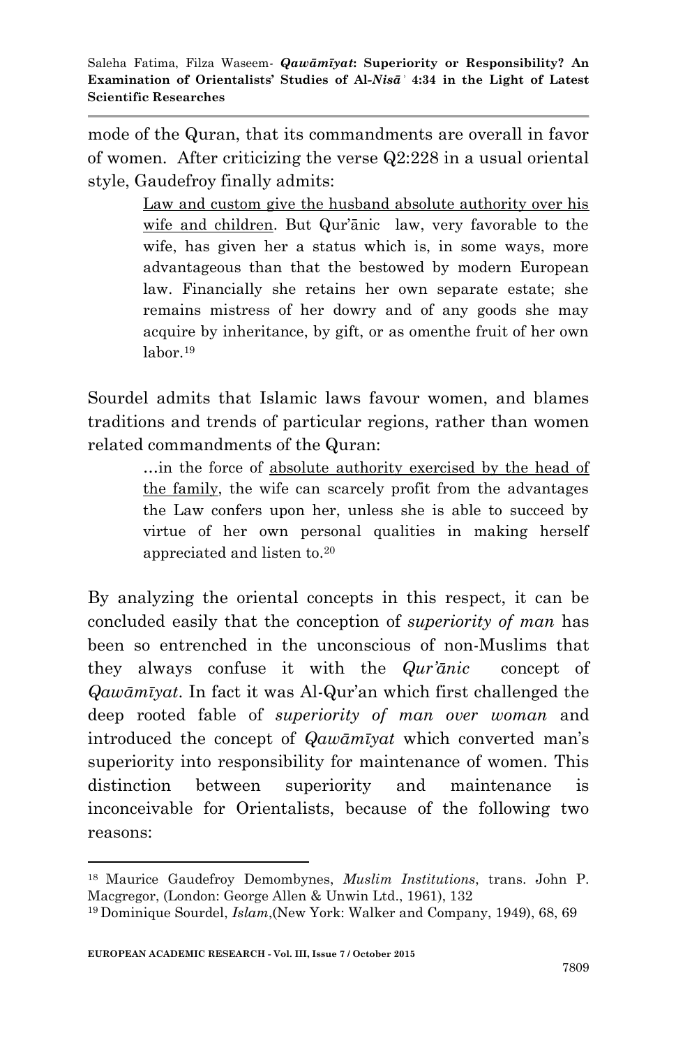mode of the Quran, that its commandments are overall in favor of women. After criticizing the verse Q2:228 in a usual oriental style, Gaudefroy finally admits:

> <u>Law and custom give the husband absolute authority over his wife and children</u>. But Qur'ānic law, very favorable to the wife, has given her a status which is, in some ways, more advantageous than that the bestowed by modern European law. Financially she retains her own separate estate; she remains mistress of her dowry and of any goods she may acquire by inheritance, by gift, or as omenthe fruit of her own labor.[19]

Sourdel admits that Islamic laws favour women, and blames traditions and trends of particular regions, rather than women related commandments of the Quran:

> …in the force of <u>absolute authority exercised by the head of the family</u>, the wife can scarcely profit from the advantages the Law confers upon her, unless she is able to succeed by virtue of her own personal qualities in making herself appreciated and listen to.[20]

By analyzing the oriental concepts in this respect, it can be concluded easily that the conception of *superiority of man* has been so entrenched in the unconscious of non-Muslims that they always confuse it with the *Qur'ānic* concept of *Qawāmīyat*. In fact it was Al-Qur'an which first challenged the deep rooted fable of *superiority of man over woman* and introduced the concept of *Qawāmīyat* which converted man's superiority into responsibility for maintenance of women. This distinction between superiority and maintenance is inconceivable for Orientalists, because of the following two reasons:

---

[18] Maurice Gaudefroy Demombynes, *Muslim Institutions*, trans. John P. Macgregor, (London: George Allen & Unwin Ltd., 1961), 132

[19] Dominique Sourdel, *Islam*,(New York: Walker and Company, 1949), 68, 69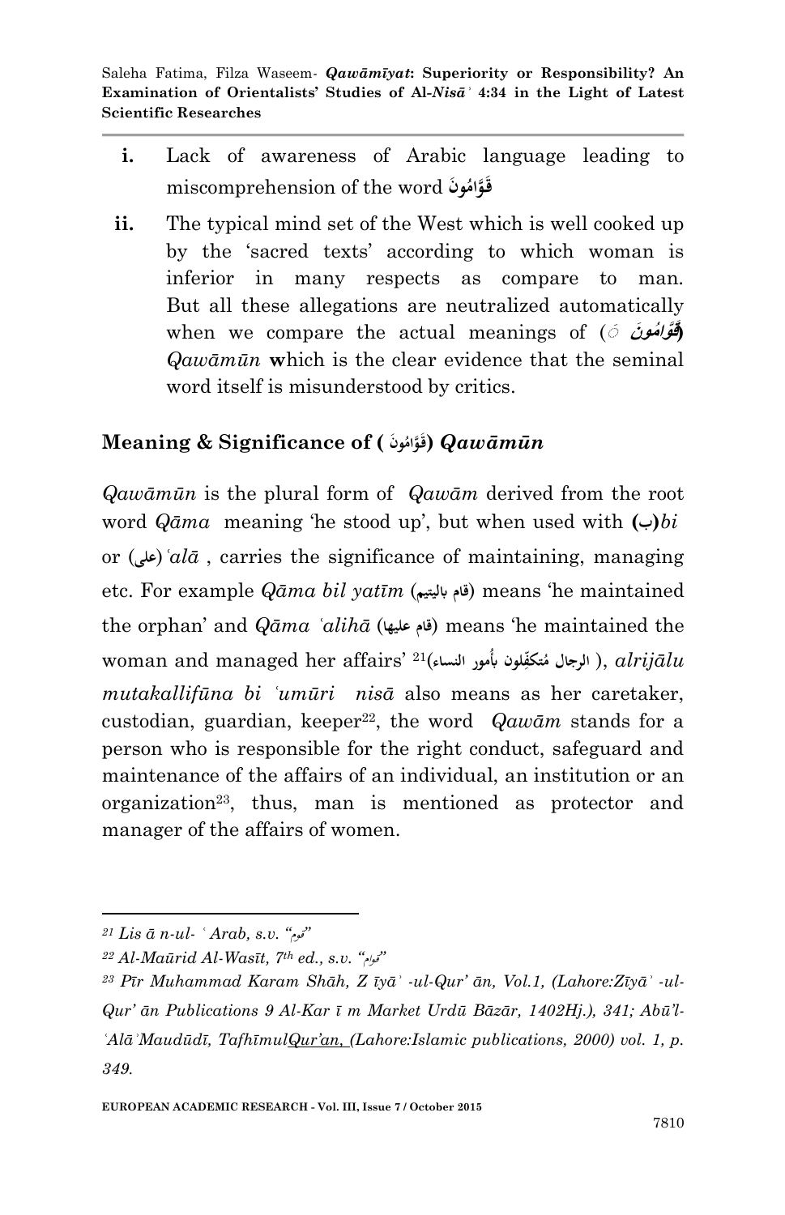**i.** Lack of awareness of Arabic language leading to miscomprehension of the word قَوَّامُونَ

**ii.** The typical mind set of the West which is well cooked up by the 'sacred texts' according to which woman is inferior in many respects as compare to man. But all these allegations are neutralized automatically when we compare the actual meanings of (قَوَّامُونَ) *Qawāmūn* **w**hich is the clear evidence that the seminal word itself is misunderstood by critics.

## Meaning & Significance of (قَوَّامُونَ) *Qawāmūn*

*Qawāmūn* is the plural form of *Qawām* derived from the root word *Qāma* meaning 'he stood up', but when used with **(ب)***bi* or (على)*ʿalā* , carries the significance of maintaining, managing etc. For example *Qāma bil yatīm* (قام باليتيم) means 'he maintained the orphan' and *Qāma ʿalihā* (قام عليها) means 'he maintained the woman and managed her affairs' [21](الرجال مُتكفِّلون بأُمور النساء), *alrijālu mutakallifūna bi ʿumūri nisā* also means as her caretaker, custodian, guardian, keeper[22], the word *Qawām* stands for a person who is responsible for the right conduct, safeguard and maintenance of the affairs of an individual, an institution or an organization[23], thus, man is mentioned as protector and manager of the affairs of women.

---

[21] *Lis ā n-ul- ʿ Arab, s.v. "قوم"*

[22] *Al-Maūrid Al-Wasīt, 7th ed., s.v. "قوام"*

[23] *Pīr Muhammad Karam Shāh, Z īyā ʾ -ul-Qur' ān, Vol.1, (Lahore:Zīyā ʾ -ul-Qur' ān Publications 9 Al-Kar ī m Market Urdū Bāzār, 1402Hj.), 341; Abū'l-ʿAlāʾMaudūdī, TafhīmulQur'an, (Lahore:Islamic publications, 2000) vol. 1, p. 349.*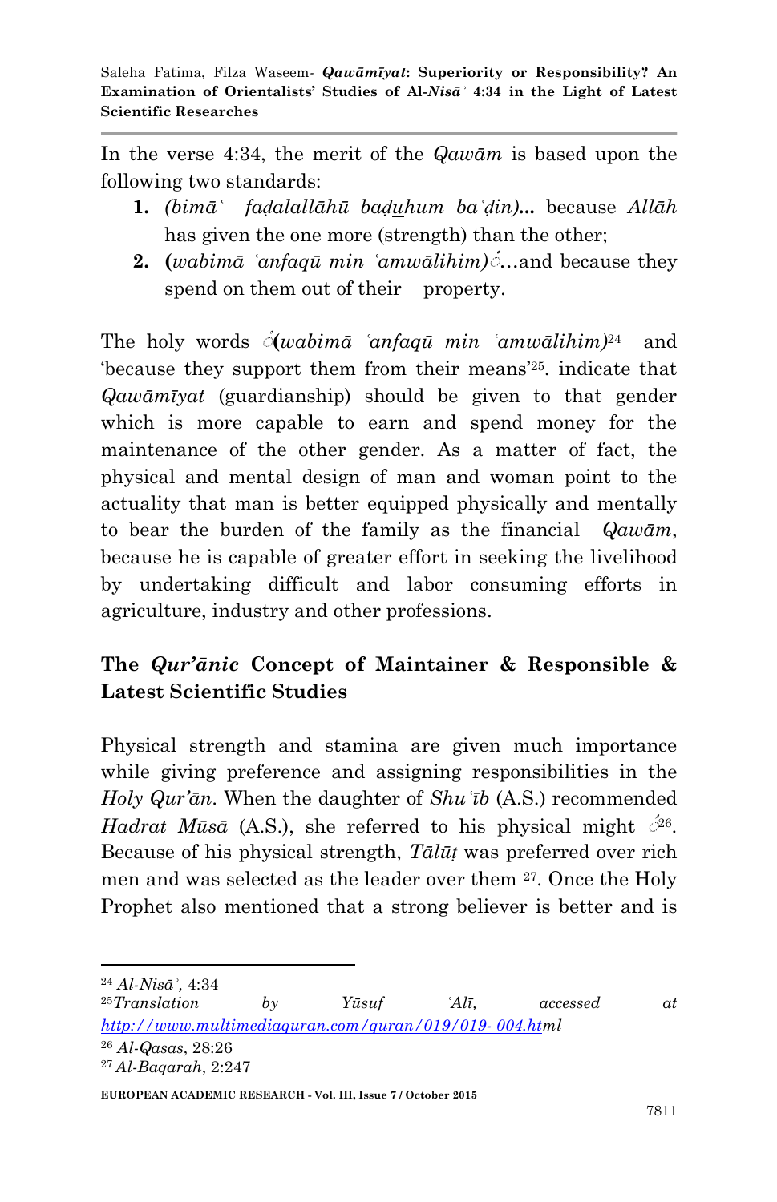In the verse 4:34, the merit of the *Qawām* is based upon the following two standards:

1. *(bimāʿ faḍalallāhū baḏuhum baʿḍin)*... because *Allāh* has given the one more (strength) than the other;
2. **(***wabimā ʿanfaqū min ʿamwālihim)*ۚ...and because they spend on them out of their property.

The holy words ۚ**(***wabimā ʿanfaqū min ʿamwālihim)*[24] and 'because they support them from their means'[25]. indicate that *Qawāmīyat* (guardianship) should be given to that gender which is more capable to earn and spend money for the maintenance of the other gender. As a matter of fact, the physical and mental design of man and woman point to the actuality that man is better equipped physically and mentally to bear the burden of the family as the financial *Qawām*, because he is capable of greater effort in seeking the livelihood by undertaking difficult and labor consuming efforts in agriculture, industry and other professions.

## The *Qur'ānic* Concept of Maintainer & Responsible & Latest Scientific Studies

Physical strength and stamina are given much importance while giving preference and assigning responsibilities in the *Holy Qur'ān*. When the daughter of *Shuʿīb* (A.S.) recommended *Hadrat Mūsā* (A.S.), she referred to his physical might ۚ[26]. Because of his physical strength, *Tālūṭ* was preferred over rich men and was selected as the leader over them [27]. Once the Holy Prophet also mentioned that a strong believer is better and is

---

[24] *Al-Nisāʾ*, 4:34

[25] *Translation by Yūsuf ʿAlī, accessed at* http://www.multimediaquran.com/quran/019/019-004.html

[26] *Al-Qasas*, 28:26

[27] *Al-Baqarah*, 2:247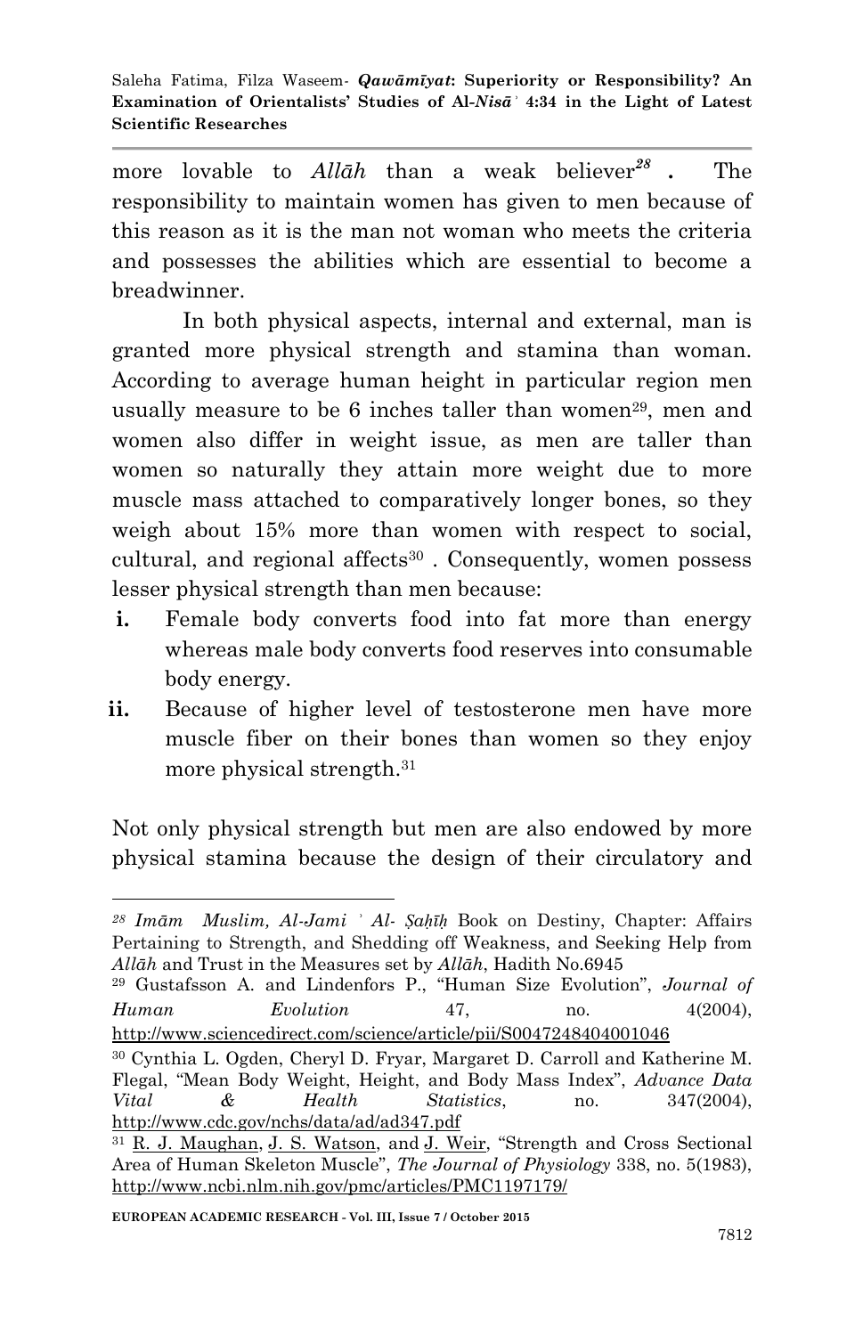more lovable to *Allāh* than a weak believer[28]. The responsibility to maintain women has given to men because of this reason as it is the man not woman who meets the criteria and possesses the abilities which are essential to become a breadwinner.

In both physical aspects, internal and external, man is granted more physical strength and stamina than woman. According to average human height in particular region men usually measure to be 6 inches taller than women[29], men and women also differ in weight issue, as men are taller than women so naturally they attain more weight due to more muscle mass attached to comparatively longer bones, so they weigh about 15% more than women with respect to social, cultural, and regional affects[30]. Consequently, women possess lesser physical strength than men because:

- **i.** Female body converts food into fat more than energy whereas male body converts food reserves into consumable body energy.
- **ii.** Because of higher level of testosterone men have more muscle fiber on their bones than women so they enjoy more physical strength.[31]

Not only physical strength but men are also endowed by more physical stamina because the design of their circulatory and

---

[28] *Imām Muslim, Al-Jami ʾ Al- Ṣaḥīḥ* Book on Destiny, Chapter: Affairs Pertaining to Strength, and Shedding off Weakness, and Seeking Help from *Allāh* and Trust in the Measures set by *Allāh*, Hadith No.6945

[29] Gustafsson A. and Lindenfors P., "Human Size Evolution", *Journal of Human Evolution* 47, no. 4(2004), http://www.sciencedirect.com/science/article/pii/S0047248404001046

[30] Cynthia L. Ogden, Cheryl D. Fryar, Margaret D. Carroll and Katherine M. Flegal, "Mean Body Weight, Height, and Body Mass Index", *Advance Data Vital & Health Statistics*, no. 347(2004), http://www.cdc.gov/nchs/data/ad/ad347.pdf

[31] R. J. Maughan, J. S. Watson, and J. Weir, "Strength and Cross Sectional Area of Human Skeleton Muscle", *The Journal of Physiology* 338, no. 5(1983), http://www.ncbi.nlm.nih.gov/pmc/articles/PMC1197179/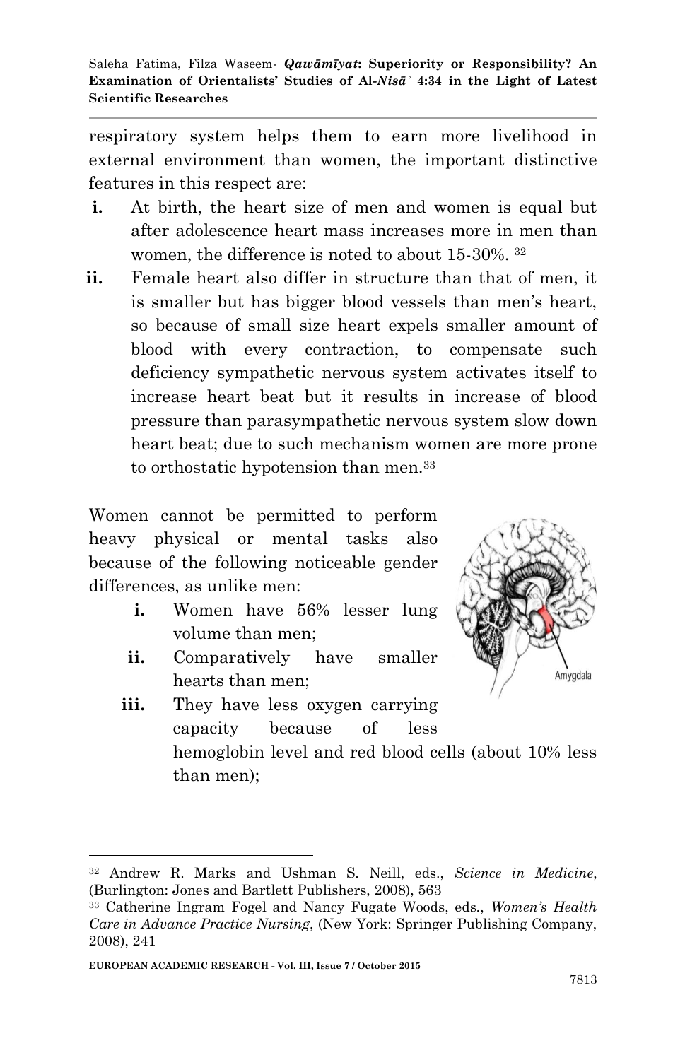respiratory system helps them to earn more livelihood in external environment than women, the important distinctive features in this respect are:

i. At birth, the heart size of men and women is equal but after adolescence heart mass increases more in men than women, the difference is noted to about 15-30%. [32]

ii. Female heart also differ in structure than that of men, it is smaller but has bigger blood vessels than men's heart, so because of small size heart expels smaller amount of blood with every contraction, to compensate such deficiency sympathetic nervous system activates itself to increase heart beat but it results in increase of blood pressure than parasympathetic nervous system slow down heart beat; due to such mechanism women are more prone to orthostatic hypotension than men.[33]

Women cannot be permitted to perform heavy physical or mental tasks also because of the following noticeable gender differences, as unlike men:

i. Women have 56% lesser lung volume than men;

ii. Comparatively have smaller hearts than men;

iii. They have less oxygen carrying capacity because of less hemoglobin level and red blood cells (about 10% less than men);

Amygdala

---

[32] Andrew R. Marks and Ushman S. Neill, eds., *Science in Medicine*, (Burlington: Jones and Bartlett Publishers, 2008), 563

[33] Catherine Ingram Fogel and Nancy Fugate Woods, eds., *Women's Health Care in Advance Practice Nursing*, (New York: Springer Publishing Company, 2008), 241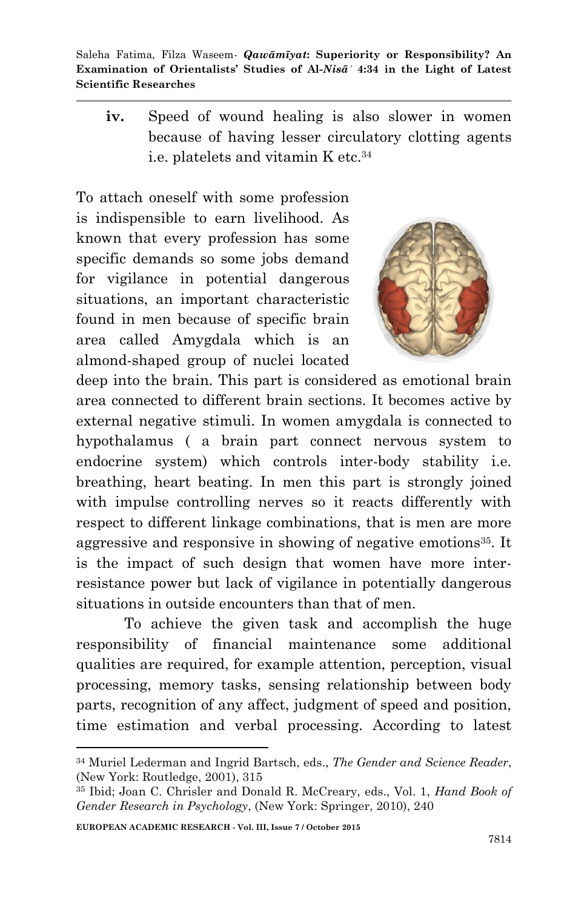**iv.** Speed of wound healing is also slower in women because of having lesser circulatory clotting agents i.e. platelets and vitamin K etc.[34]

To attach oneself with some profession is indispensible to earn livelihood. As known that every profession has some specific demands so some jobs demand for vigilance in potential dangerous situations, an important characteristic found in men because of specific brain area called Amygdala which is an almond-shaped group of nuclei located deep into the brain. This part is considered as emotional brain area connected to different brain sections. It becomes active by external negative stimuli. In women amygdala is connected to hypothalamus ( a brain part connect nervous system to endocrine system) which controls inter-body stability i.e. breathing, heart beating. In men this part is strongly joined with impulse controlling nerves so it reacts differently with respect to different linkage combinations, that is men are more aggressive and responsive in showing of negative emotions[35]. It is the impact of such design that women have more inter-resistance power but lack of vigilance in potentially dangerous situations in outside encounters than that of men.

To achieve the given task and accomplish the huge responsibility of financial maintenance some additional qualities are required, for example attention, perception, visual processing, memory tasks, sensing relationship between body parts, recognition of any affect, judgment of speed and position, time estimation and verbal processing. According to latest

---

[34] Muriel Lederman and Ingrid Bartsch, eds., *The Gender and Science Reader*, (New York: Routledge, 2001), 315

[35] Ibid; Joan C. Chrisler and Donald R. McCreary, eds., Vol. 1, *Hand Book of Gender Research in Psychology*, (New York: Springer, 2010), 240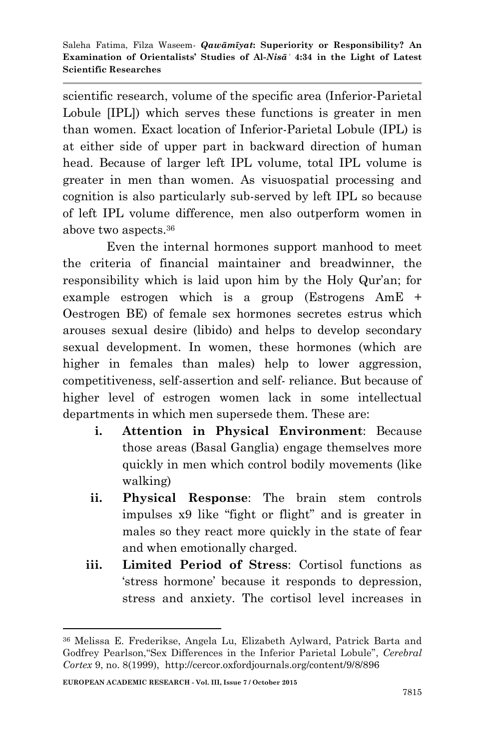scientific research, volume of the specific area (Inferior-Parietal Lobule [IPL]) which serves these functions is greater in men than women. Exact location of Inferior-Parietal Lobule (IPL) is at either side of upper part in backward direction of human head. Because of larger left IPL volume, total IPL volume is greater in men than women. As visuospatial processing and cognition is also particularly sub-served by left IPL so because of left IPL volume difference, men also outperform women in above two aspects.[36]

Even the internal hormones support manhood to meet the criteria of financial maintainer and breadwinner, the responsibility which is laid upon him by the Holy Qur'an; for example estrogen which is a group (Estrogens AmE + Oestrogen BE) of female sex hormones secretes estrus which arouses sexual desire (libido) and helps to develop secondary sexual development. In women, these hormones (which are higher in females than males) help to lower aggression, competitiveness, self-assertion and self- reliance. But because of higher level of estrogen women lack in some intellectual departments in which men supersede them. These are:

i. **Attention in Physical Environment**: Because those areas (Basal Ganglia) engage themselves more quickly in men which control bodily movements (like walking)

ii. **Physical Response**: The brain stem controls impulses x9 like "fight or flight" and is greater in males so they react more quickly in the state of fear and when emotionally charged.

iii. **Limited Period of Stress**: Cortisol functions as 'stress hormone' because it responds to depression, stress and anxiety. The cortisol level increases in

---

[36] Melissa E. Frederikse, Angela Lu, Elizabeth Aylward, Patrick Barta and Godfrey Pearlson,"Sex Differences in the Inferior Parietal Lobule", *Cerebral Cortex* 9, no. 8(1999), http://cercor.oxfordjournals.org/content/9/8/896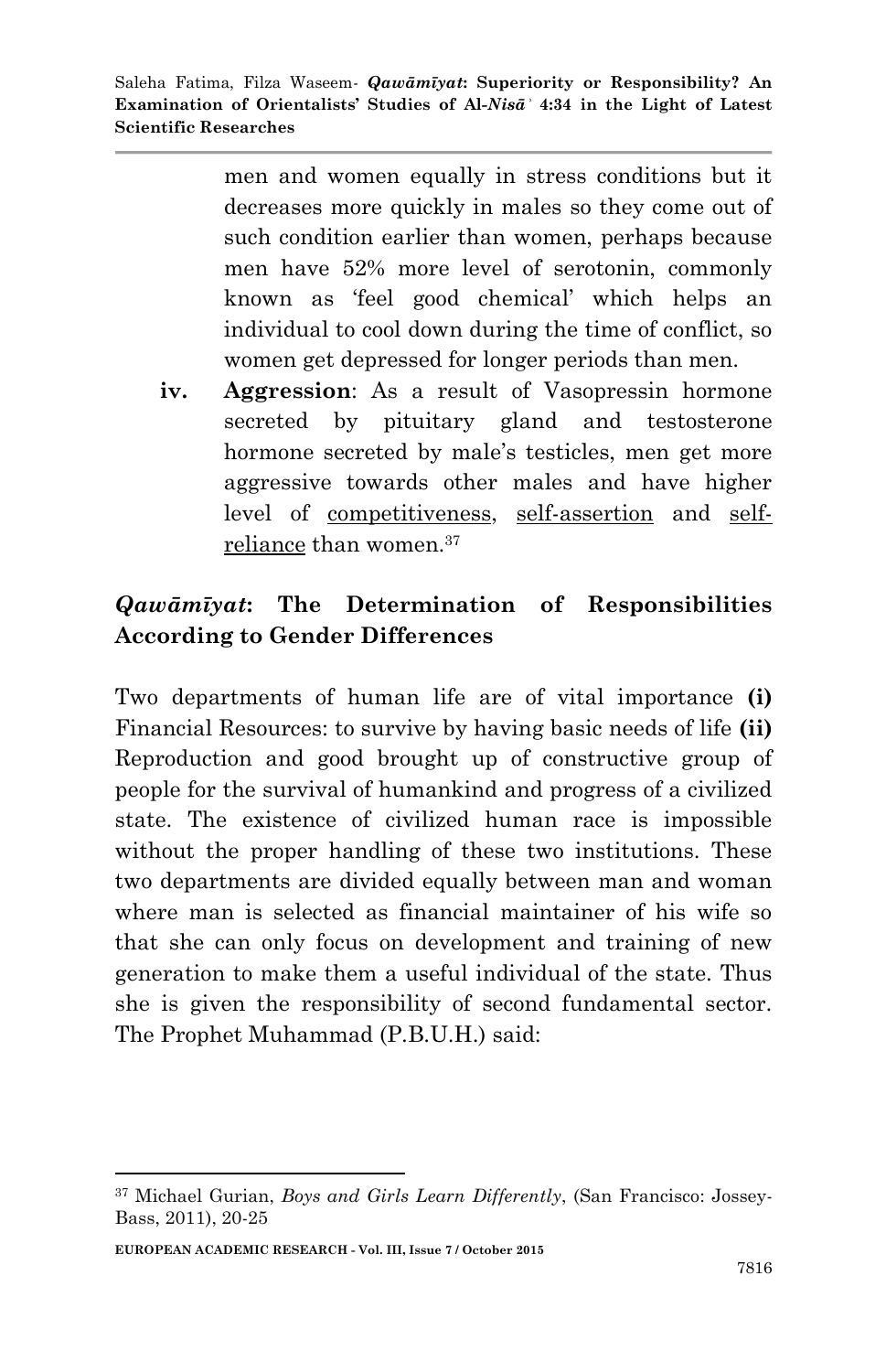men and women equally in stress conditions but it decreases more quickly in males so they come out of such condition earlier than women, perhaps because men have 52% more level of serotonin, commonly known as 'feel good chemical' which helps an individual to cool down during the time of conflict, so women get depressed for longer periods than men.

iv. **Aggression**: As a result of Vasopressin hormone secreted by pituitary gland and testosterone hormone secreted by male's testicles, men get more aggressive towards other males and have higher level of competitiveness, self-assertion and self-reliance than women.[37]

## *Qawāmīyat*: The Determination of Responsibilities According to Gender Differences

Two departments of human life are of vital importance **(i)** Financial Resources: to survive by having basic needs of life **(ii)** Reproduction and good brought up of constructive group of people for the survival of humankind and progress of a civilized state. The existence of civilized human race is impossible without the proper handling of these two institutions. These two departments are divided equally between man and woman where man is selected as financial maintainer of his wife so that she can only focus on development and training of new generation to make them a useful individual of the state. Thus she is given the responsibility of second fundamental sector. The Prophet Muhammad (P.B.U.H.) said:

---

[37] Michael Gurian, *Boys and Girls Learn Differently*, (San Francisco: Jossey-Bass, 2011), 20-25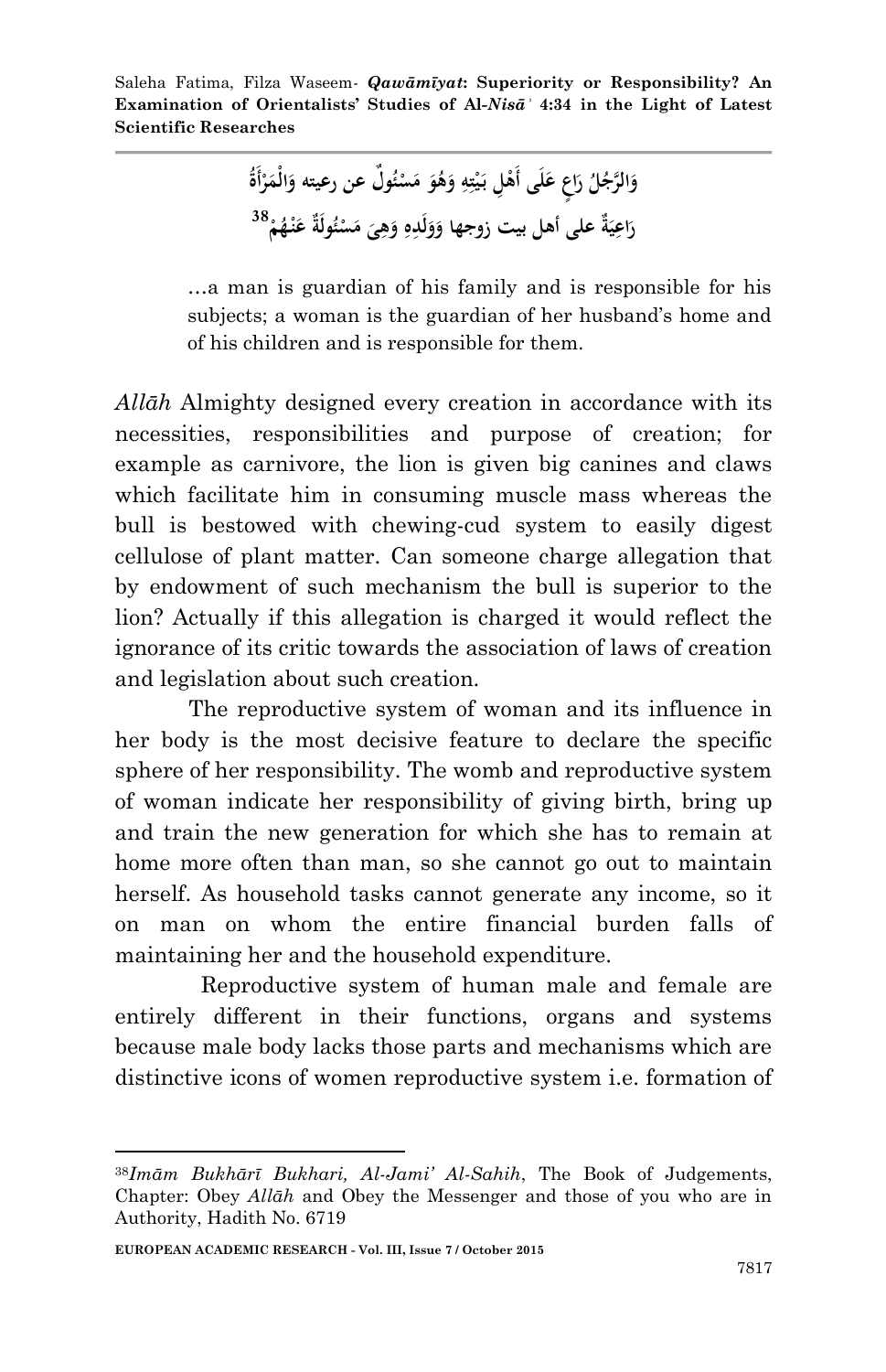وَالرَّجُلُ رَاعٍ عَلَى أَهْلِ بَيْتِهِ وَهُوَ مَسْئُولٌ عن رعيته وَالْمَرْأَةُ رَاعِيَةٌ على أهل بيت زوجها وَوَلَدِهِ وَهِيَ مَسْئُولَةٌ عَنْهُمْ[38]

…a man is guardian of his family and is responsible for his subjects; a woman is the guardian of her husband's home and of his children and is responsible for them.

*Allāh* Almighty designed every creation in accordance with its necessities, responsibilities and purpose of creation; for example as carnivore, the lion is given big canines and claws which facilitate him in consuming muscle mass whereas the bull is bestowed with chewing-cud system to easily digest cellulose of plant matter. Can someone charge allegation that by endowment of such mechanism the bull is superior to the lion? Actually if this allegation is charged it would reflect the ignorance of its critic towards the association of laws of creation and legislation about such creation.

The reproductive system of woman and its influence in her body is the most decisive feature to declare the specific sphere of her responsibility. The womb and reproductive system of woman indicate her responsibility of giving birth, bring up and train the new generation for which she has to remain at home more often than man, so she cannot go out to maintain herself. As household tasks cannot generate any income, so it on man on whom the entire financial burden falls of maintaining her and the household expenditure.

Reproductive system of human male and female are entirely different in their functions, organs and systems because male body lacks those parts and mechanisms which are distinctive icons of women reproductive system i.e. formation of

---

[38] *Imām Bukhārī Bukhari, Al-Jami' Al-Sahih*, The Book of Judgements, Chapter: Obey *Allāh* and Obey the Messenger and those of you who are in Authority, Hadith No. 6719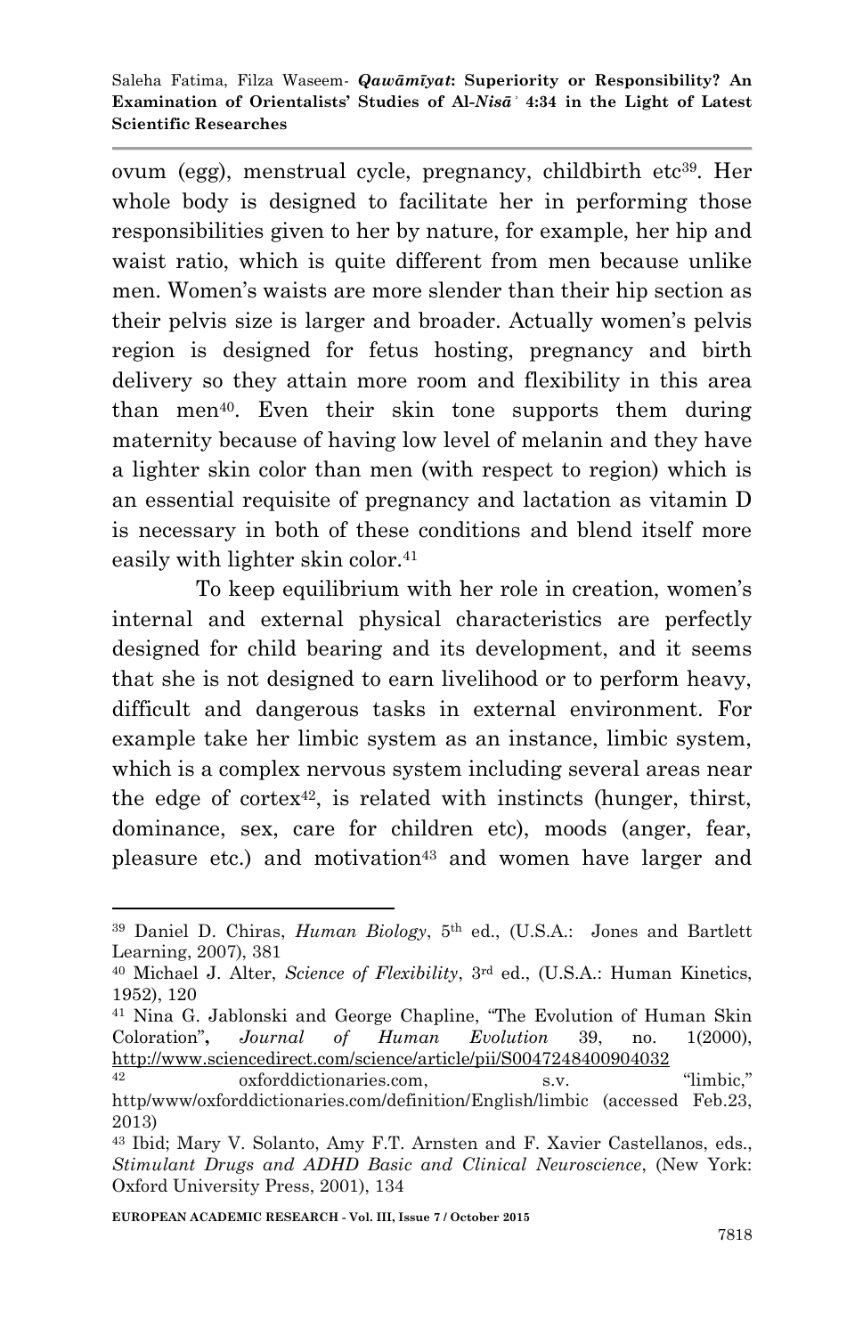ovum (egg), menstrual cycle, pregnancy, childbirth etc[39]. Her whole body is designed to facilitate her in performing those responsibilities given to her by nature, for example, her hip and waist ratio, which is quite different from men because unlike men. Women's waists are more slender than their hip section as their pelvis size is larger and broader. Actually women's pelvis region is designed for fetus hosting, pregnancy and birth delivery so they attain more room and flexibility in this area than men[40]. Even their skin tone supports them during maternity because of having low level of melanin and they have a lighter skin color than men (with respect to region) which is an essential requisite of pregnancy and lactation as vitamin D is necessary in both of these conditions and blend itself more easily with lighter skin color.[41]

To keep equilibrium with her role in creation, women's internal and external physical characteristics are perfectly designed for child bearing and its development, and it seems that she is not designed to earn livelihood or to perform heavy, difficult and dangerous tasks in external environment. For example take her limbic system as an instance, limbic system, which is a complex nervous system including several areas near the edge of cortex[42], is related with instincts (hunger, thirst, dominance, sex, care for children etc), moods (anger, fear, pleasure etc.) and motivation[43] and women have larger and

---

[39] Daniel D. Chiras, *Human Biology*, 5th ed., (U.S.A.: Jones and Bartlett Learning, 2007), 381

[40] Michael J. Alter, *Science of Flexibility*, 3rd ed., (U.S.A.: Human Kinetics, 1952), 120

[41] Nina G. Jablonski and George Chapline, "The Evolution of Human Skin Coloration", *Journal of Human Evolution* 39, no. 1(2000), http://www.sciencedirect.com/science/article/pii/S0047248400904032

[42] oxforddictionaries.com, s.v. "limbic," http/www/oxforddictionaries.com/definition/English/limbic (accessed Feb.23, 2013)

[43] Ibid; Mary V. Solanto, Amy F.T. Arnsten and F. Xavier Castellanos, eds., *Stimulant Drugs and ADHD Basic and Clinical Neuroscience*, (New York: Oxford University Press, 2001), 134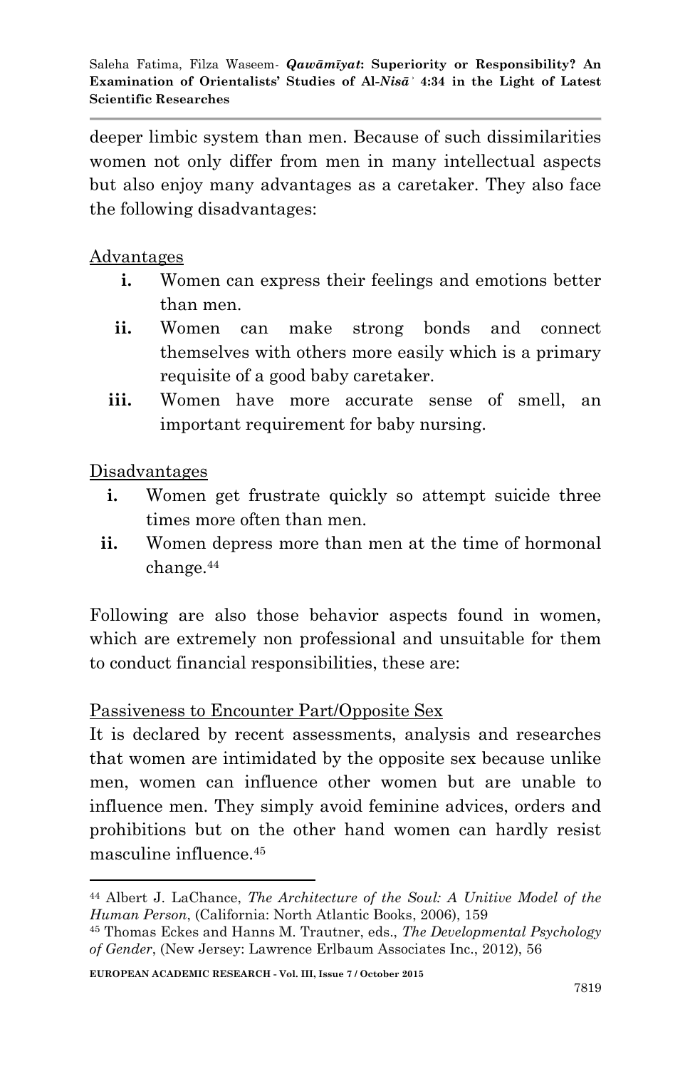deeper limbic system than men. Because of such dissimilarities women not only differ from men in many intellectual aspects but also enjoy many advantages as a caretaker. They also face the following disadvantages:

<u>Advantages</u>

- **i.** Women can express their feelings and emotions better than men.
- **ii.** Women can make strong bonds and connect themselves with others more easily which is a primary requisite of a good baby caretaker.
- **iii.** Women have more accurate sense of smell, an important requirement for baby nursing.

<u>Disadvantages</u>

- **i.** Women get frustrate quickly so attempt suicide three times more often than men.
- **ii.** Women depress more than men at the time of hormonal change.[44]

Following are also those behavior aspects found in women, which are extremely non professional and unsuitable for them to conduct financial responsibilities, these are:

<u>Passiveness to Encounter Part/Opposite Sex</u>

It is declared by recent assessments, analysis and researches that women are intimidated by the opposite sex because unlike men, women can influence other women but are unable to influence men. They simply avoid feminine advices, orders and prohibitions but on the other hand women can hardly resist masculine influence.[45]

---

[44] Albert J. LaChance, *The Architecture of the Soul: A Unitive Model of the Human Person*, (California: North Atlantic Books, 2006), 159

[45] Thomas Eckes and Hanns M. Trautner, eds., *The Developmental Psychology of Gender*, (New Jersey: Lawrence Erlbaum Associates Inc., 2012), 56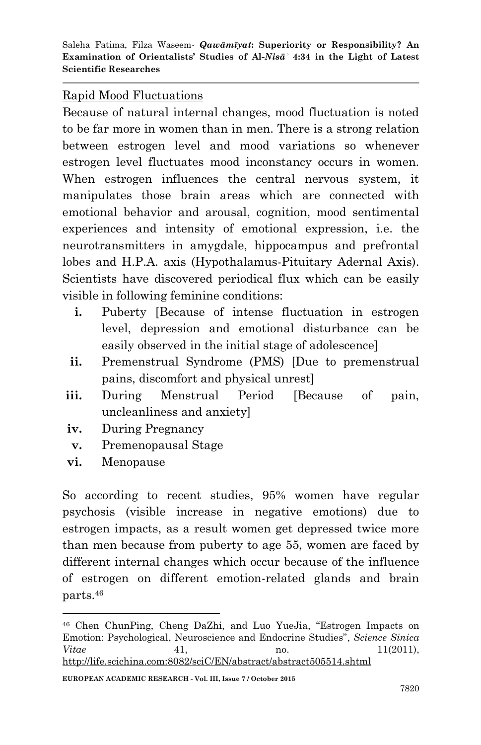Rapid Mood Fluctuations

Because of natural internal changes, mood fluctuation is noted to be far more in women than in men. There is a strong relation between estrogen level and mood variations so whenever estrogen level fluctuates mood inconstancy occurs in women. When estrogen influences the central nervous system, it manipulates those brain areas which are connected with emotional behavior and arousal, cognition, mood sentimental experiences and intensity of emotional expression, i.e. the neurotransmitters in amygdale, hippocampus and prefrontal lobes and H.P.A. axis (Hypothalamus-Pituitary Adernal Axis). Scientists have discovered periodical flux which can be easily visible in following feminine conditions:

- **i.** Puberty [Because of intense fluctuation in estrogen level, depression and emotional disturbance can be easily observed in the initial stage of adolescence]
- **ii.** Premenstrual Syndrome (PMS) [Due to premenstrual pains, discomfort and physical unrest]
- **iii.** During Menstrual Period [Because of pain, uncleanliness and anxiety]
- **iv.** During Pregnancy
- **v.** Premenopausal Stage
- **vi.** Menopause

So according to recent studies, 95% women have regular psychosis (visible increase in negative emotions) due to estrogen impacts, as a result women get depressed twice more than men because from puberty to age 55, women are faced by different internal changes which occur because of the influence of estrogen on different emotion-related glands and brain parts.[46]

---

[46] Chen ChunPing, Cheng DaZhi, and Luo YueJia, "Estrogen Impacts on Emotion: Psychological, Neuroscience and Endocrine Studies", *Science Sinica Vitae* 41, no. 11(2011), http://life.scichina.com:8082/sciC/EN/abstract/abstract505514.shtml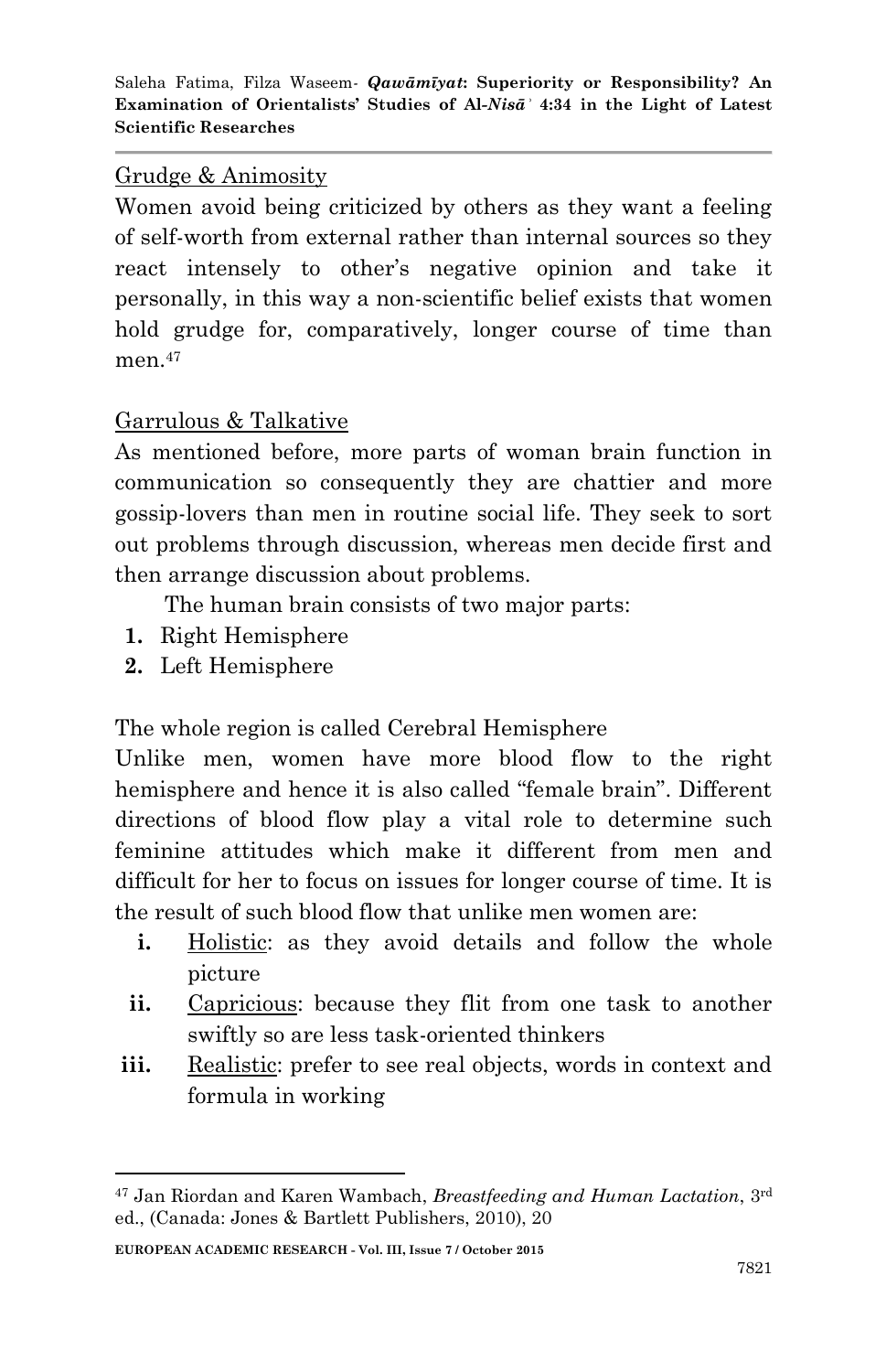Grudge & Animosity

Women avoid being criticized by others as they want a feeling of self-worth from external rather than internal sources so they react intensely to other's negative opinion and take it personally, in this way a non-scientific belief exists that women hold grudge for, comparatively, longer course of time than men.[47]

Garrulous & Talkative

As mentioned before, more parts of woman brain function in communication so consequently they are chattier and more gossip-lovers than men in routine social life. They seek to sort out problems through discussion, whereas men decide first and then arrange discussion about problems.

The human brain consists of two major parts:

1. Right Hemisphere
2. Left Hemisphere

The whole region is called Cerebral Hemisphere

Unlike men, women have more blood flow to the right hemisphere and hence it is also called "female brain". Different directions of blood flow play a vital role to determine such feminine attitudes which make it different from men and difficult for her to focus on issues for longer course of time. It is the result of such blood flow that unlike men women are:

i. Holistic: as they avoid details and follow the whole picture
ii. Capricious: because they flit from one task to another swiftly so are less task-oriented thinkers
iii. Realistic: prefer to see real objects, words in context and formula in working

---

[47] Jan Riordan and Karen Wambach, *Breastfeeding and Human Lactation*, 3rd ed., (Canada: Jones & Bartlett Publishers, 2010), 20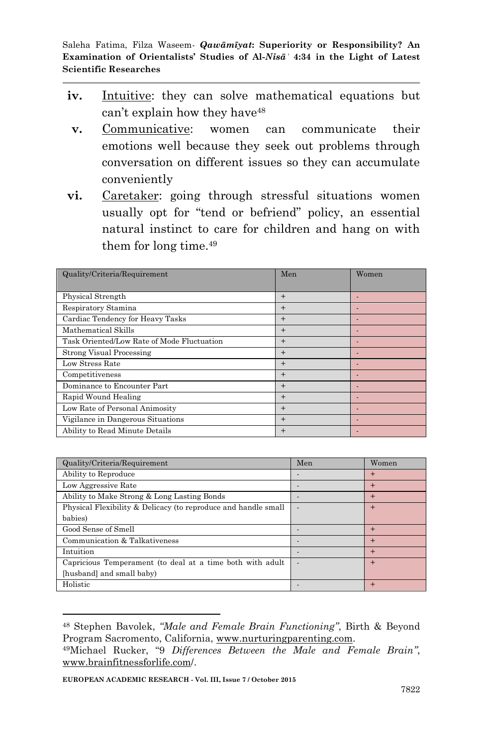iv. Intuitive: they can solve mathematical equations but can't explain how they have[48]

v. Communicative: women can communicate their emotions well because they seek out problems through conversation on different issues so they can accumulate conveniently

vi. Caretaker: going through stressful situations women usually opt for "tend or befriend" policy, an essential natural instinct to care for children and hang on with them for long time.[49]

| Quality/Criteria/Requirement | Men | Women |
|---|---|---|
| Physical Strength | + | - |
| Respiratory Stamina | + | - |
| Cardiac Tendency for Heavy Tasks | + | - |
| Mathematical Skills | + | - |
| Task Oriented/Low Rate of Mode Fluctuation | + | - |
| Strong Visual Processing | + | - |
| Low Stress Rate | + | - |
| Competitiveness | + | - |
| Dominance to Encounter Part | + | - |
| Rapid Wound Healing | + | - |
| Low Rate of Personal Animosity | + | - |
| Vigilance in Dangerous Situations | + | - |
| Ability to Read Minute Details | + | - |

| Quality/Criteria/Requirement | Men | Women |
|---|---|---|
| Ability to Reproduce | - | + |
| Low Aggressive Rate | - | + |
| Ability to Make Strong & Long Lasting Bonds | - | + |
| Physical Flexibility & Delicacy (to reproduce and handle small babies) | - | + |
| Good Sense of Smell | - | + |
| Communication & Talkativeness | - | + |
| Intuition | - | + |
| Capricious Temperament (to deal at a time both with adult [husband] and small baby) | - | + |
| Holistic | - | + |

---

[48] Stephen Bavolek, *"Male and Female Brain Functioning"*, Birth & Beyond Program Sacromento, California, www.nurturingparenting.com.

[49] Michael Rucker, "9 *Differences Between the Male and Female Brain"*, www.brainfitnessforlife.com/.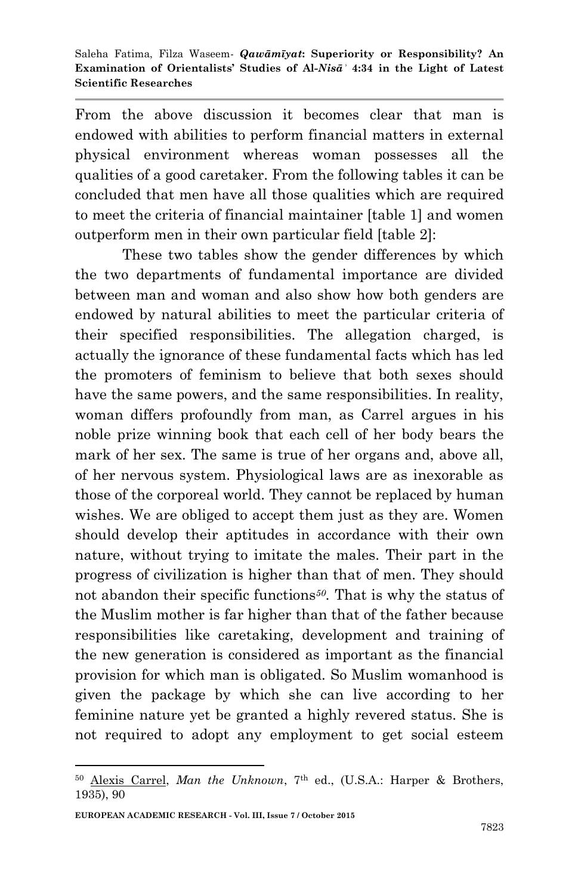From the above discussion it becomes clear that man is endowed with abilities to perform financial matters in external physical environment whereas woman possesses all the qualities of a good caretaker. From the following tables it can be concluded that men have all those qualities which are required to meet the criteria of financial maintainer [table 1] and women outperform men in their own particular field [table 2]:

These two tables show the gender differences by which the two departments of fundamental importance are divided between man and woman and also show how both genders are endowed by natural abilities to meet the particular criteria of their specified responsibilities. The allegation charged, is actually the ignorance of these fundamental facts which has led the promoters of feminism to believe that both sexes should have the same powers, and the same responsibilities. In reality, woman differs profoundly from man, as Carrel argues in his noble prize winning book that each cell of her body bears the mark of her sex. The same is true of her organs and, above all, of her nervous system. Physiological laws are as inexorable as those of the corporeal world. They cannot be replaced by human wishes. We are obliged to accept them just as they are. Women should develop their aptitudes in accordance with their own nature, without trying to imitate the males. Their part in the progress of civilization is higher than that of men. They should not abandon their specific functions[50]. That is why the status of the Muslim mother is far higher than that of the father because responsibilities like caretaking, development and training of the new generation is considered as important as the financial provision for which man is obligated. So Muslim womanhood is given the package by which she can live according to her feminine nature yet be granted a highly revered status. She is not required to adopt any employment to get social esteem

---

[50] Alexis Carrel, *Man the Unknown*, 7th ed., (U.S.A.: Harper & Brothers, 1935), 90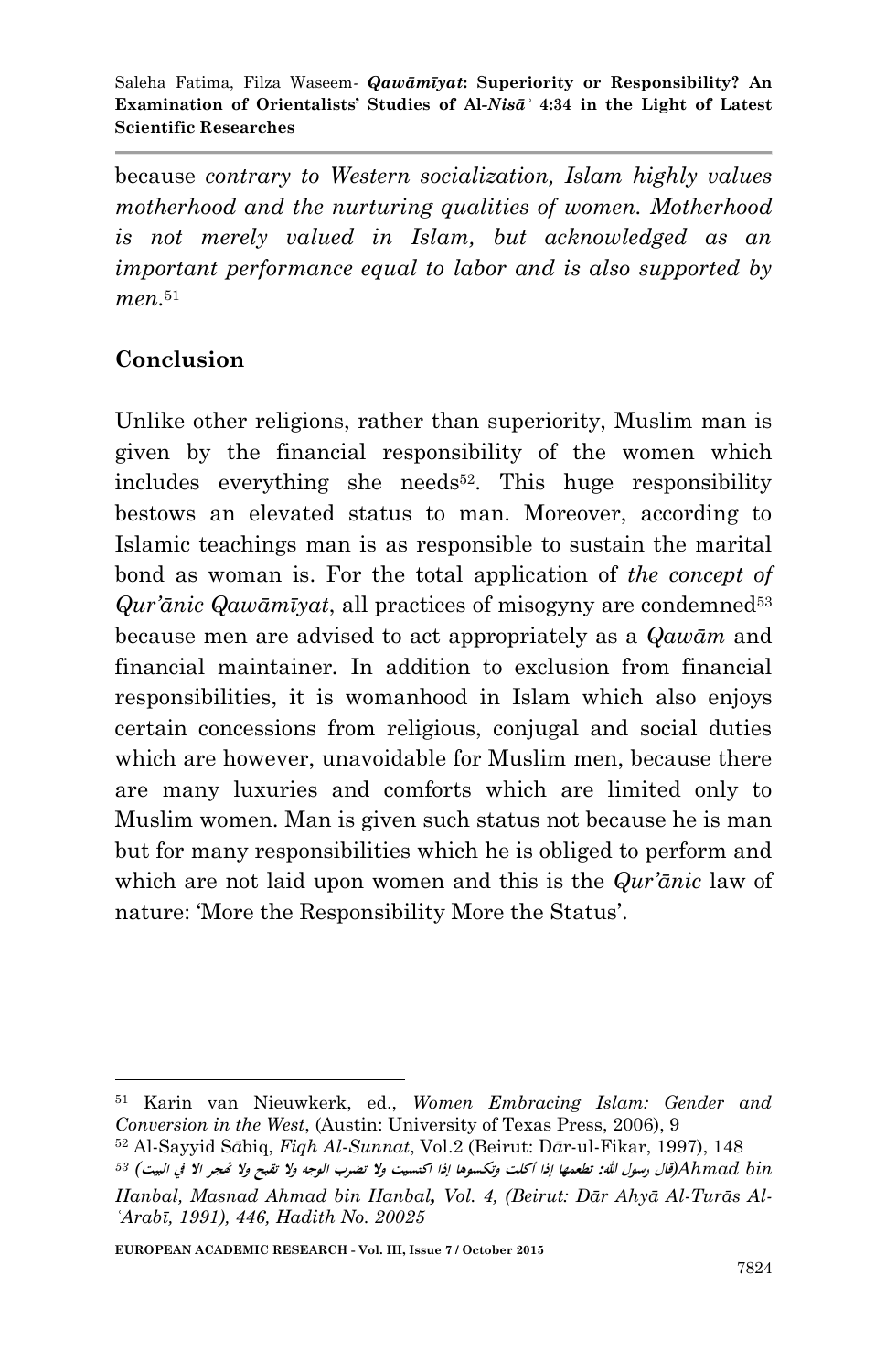because *contrary to Western socialization, Islam highly values motherhood and the nurturing qualities of women. Motherhood is not merely valued in Islam, but acknowledged as an important performance equal to labor and is also supported by men.*[51]

## Conclusion

Unlike other religions, rather than superiority, Muslim man is given by the financial responsibility of the women which includes everything she needs[52]. This huge responsibility bestows an elevated status to man. Moreover, according to Islamic teachings man is as responsible to sustain the marital bond as woman is. For the total application of *the concept of Qur'ānic Qawāmīyat*, all practices of misogyny are condemned[53] because men are advised to act appropriately as a *Qawām* and financial maintainer. In addition to exclusion from financial responsibilities, it is womanhood in Islam which also enjoys certain concessions from religious, conjugal and social duties which are however, unavoidable for Muslim men, because there are many luxuries and comforts which are limited only to Muslim women. Man is given such status not because he is man but for many responsibilities which he is obliged to perform and which are not laid upon women and this is the *Qur'ānic* law of nature: 'More the Responsibility More the Status'.

---

[51] Karin van Nieuwkerk, ed., *Women Embracing Islam: Gender and Conversion in the West*, (Austin: University of Texas Press, 2006), 9

[52] Al-Sayyid Sābiq, *Fiqh Al-Sunnat*, Vol.2 (Beirut: Dār-ul-Fikar, 1997), 148

[53] (قال رسول الله: تطعمها إذا أكلت وتكسوها إذا اكتسيت ولا تضرب الوجه ولا تقبح ولا تهجر الا في البيت)*Ahmad bin Hanbal, Masnad Ahmad bin Hanbal***,** *Vol. 4, (Beirut: Dār Ahyā Al-Turās Al-ʿArabī, 1991), 446, Hadith No. 20025*